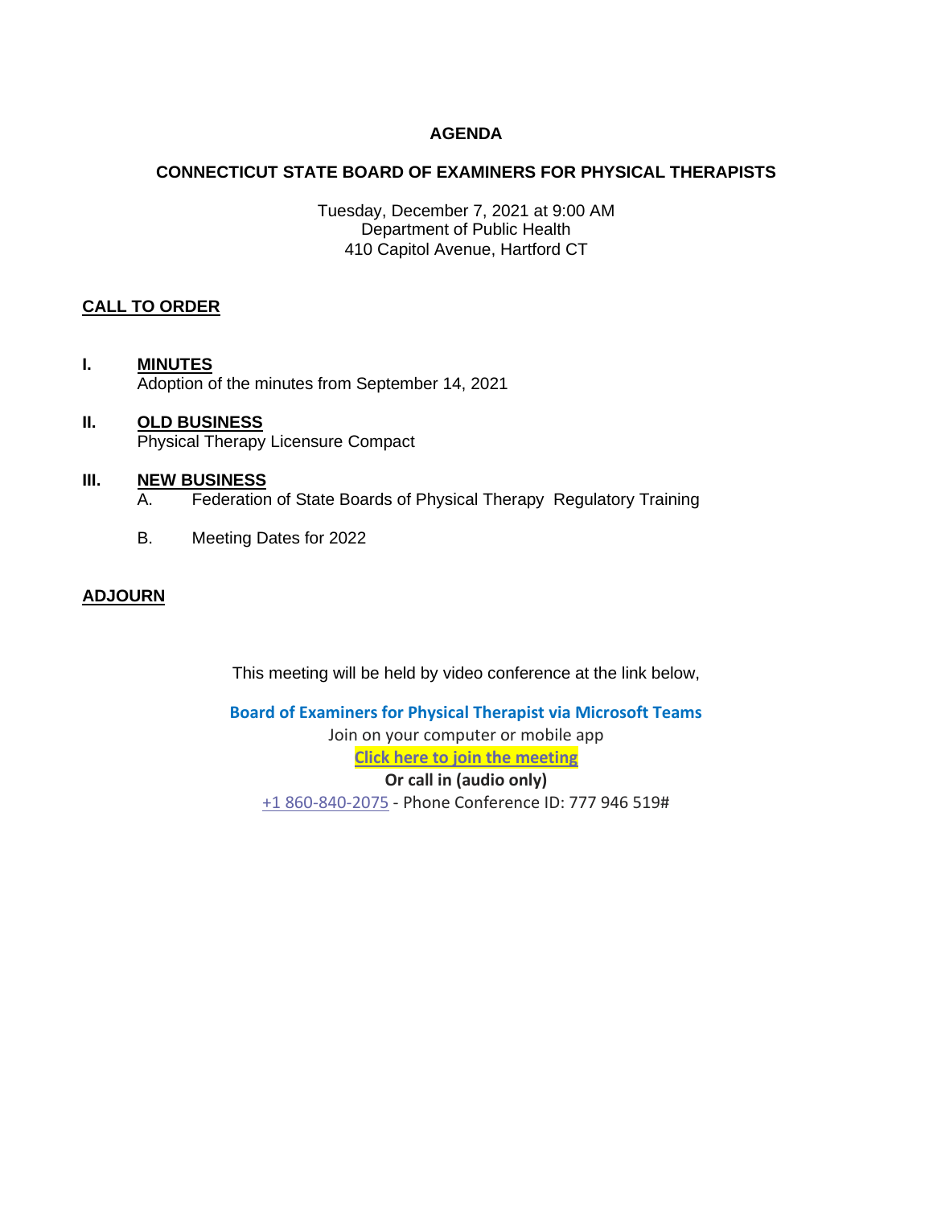# AGENDA

## CONNECTICUT STATE BOARD OF EXAMINERS FOR PHYSICAL THERAPISTS

Tuesday, December 7, 2021 at 9:00 AM
Department of Public Health
410 Capitol Avenue, Hartford CT

**CALL TO ORDER**

**I. MINUTES**
Adoption of the minutes from September 14, 2021

**II. OLD BUSINESS**
Physical Therapy Licensure Compact

**III. NEW BUSINESS**

A. Federation of State Boards of Physical Therapy Regulatory Training

B. Meeting Dates for 2022

**ADJOURN**

This meeting will be held by video conference at the link below,

**Board of Examiners for Physical Therapist via Microsoft Teams**
Join on your computer or mobile app
**Click here to join the meeting**
**Or call in (audio only)**
+1 860-840-2075 - Phone Conference ID: 777 946 519#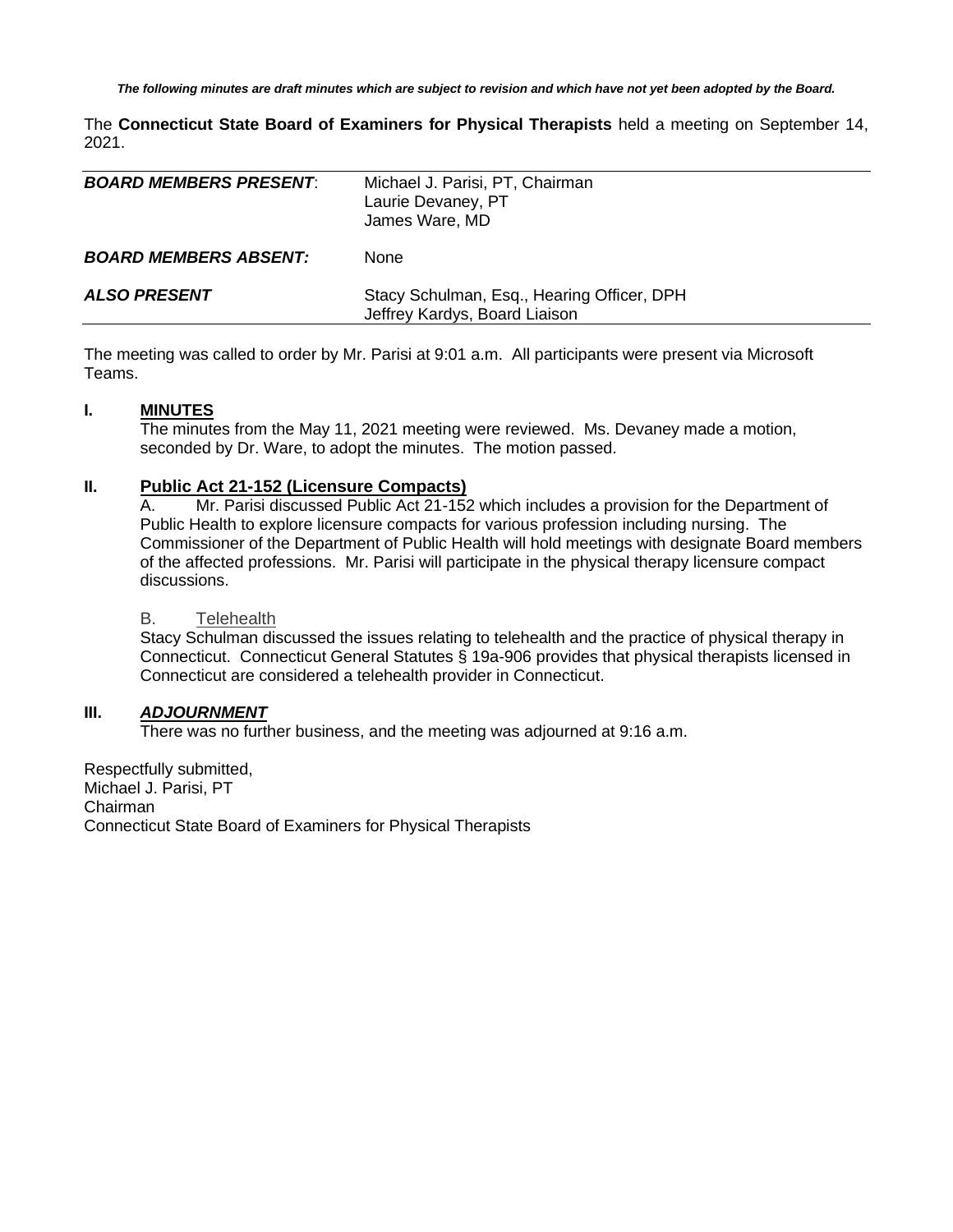***The following minutes are draft minutes which are subject to revision and which have not yet been adopted by the Board.***

The **Connecticut State Board of Examiners for Physical Therapists** held a meeting on September 14, 2021.

| | |
|---|---|
| ***BOARD MEMBERS PRESENT*:** | Michael J. Parisi, PT, Chairman<br>Laurie Devaney, PT<br>James Ware, MD |
| ***BOARD MEMBERS ABSENT:*** | None |
| ***ALSO PRESENT*** | Stacy Schulman, Esq., Hearing Officer, DPH<br>Jeffrey Kardys, Board Liaison |

The meeting was called to order by Mr. Parisi at 9:01 a.m. All participants were present via Microsoft Teams.

## I. MINUTES

The minutes from the May 11, 2021 meeting were reviewed. Ms. Devaney made a motion, seconded by Dr. Ware, to adopt the minutes. The motion passed.

## II. Public Act 21-152 (Licensure Compacts)

A. Mr. Parisi discussed Public Act 21-152 which includes a provision for the Department of Public Health to explore licensure compacts for various profession including nursing. The Commissioner of the Department of Public Health will hold meetings with designate Board members of the affected professions. Mr. Parisi will participate in the physical therapy licensure compact discussions.

B. Telehealth

Stacy Schulman discussed the issues relating to telehealth and the practice of physical therapy in Connecticut. Connecticut General Statutes § 19a-906 provides that physical therapists licensed in Connecticut are considered a telehealth provider in Connecticut.

## III. *ADJOURNMENT*

There was no further business, and the meeting was adjourned at 9:16 a.m.

Respectfully submitted,
Michael J. Parisi, PT
Chairman
Connecticut State Board of Examiners for Physical Therapists